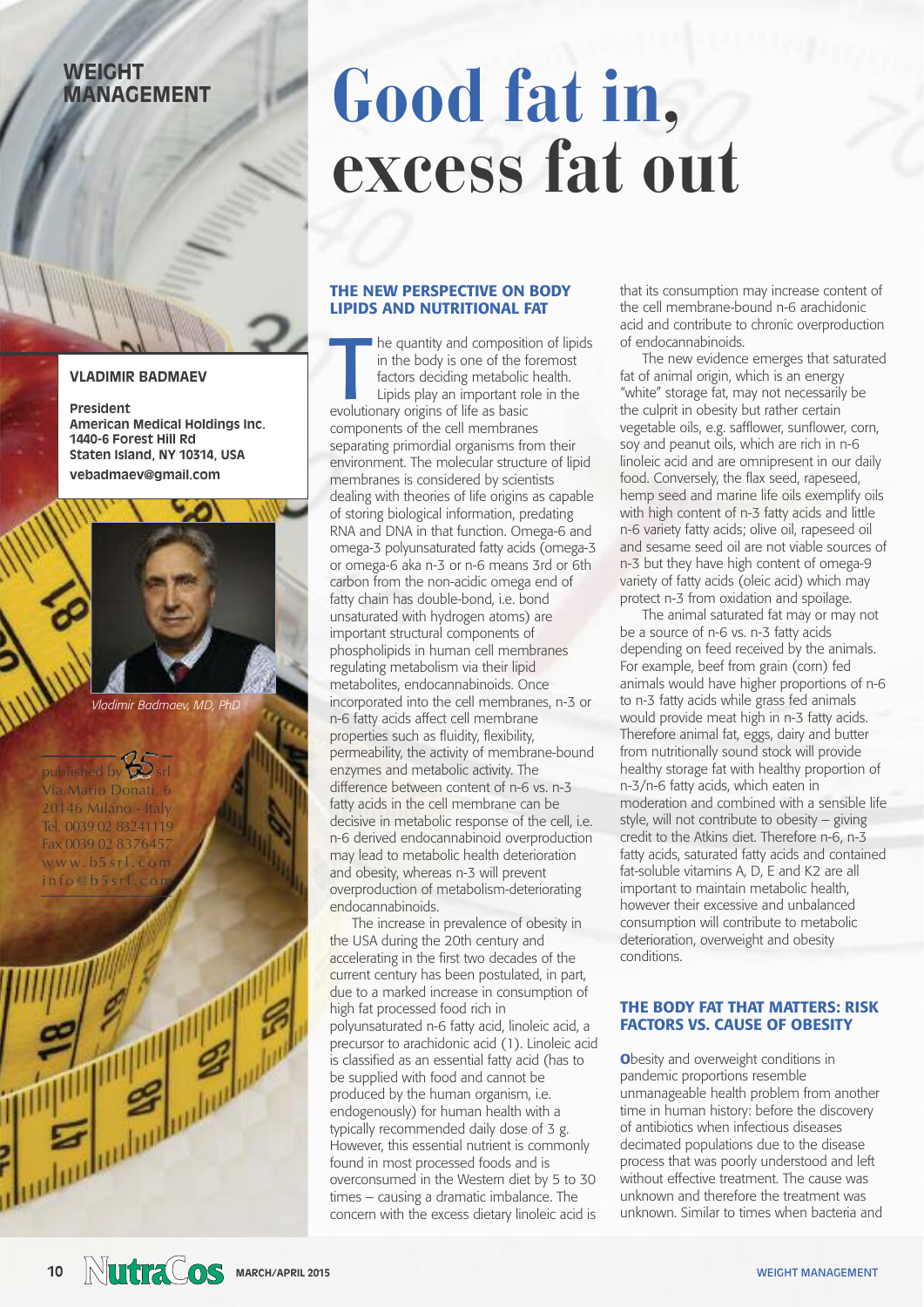WEIGHT MANAGEMENT

# Good fat in, excess fat out

**VLADIMIR BADMAEV**

**President**
**American Medical Holdings Inc.**
**1440-6 Forest Hill Rd**
**Staten Island, NY 10314, USA**
**vebadmaev@gmail.com**

*Vladimir Badmaev, MD, PhD*

published by B5 srl
Via Mario Donati, 6
20146 Milano - Italy
Tel. 0039 02 83241119
Fax 0039 02 8376457
www.b5srl.com
info@b5srl.com

## THE NEW PERSPECTIVE ON BODY LIPIDS AND NUTRITIONAL FAT

The quantity and composition of lipids in the body is one of the foremost factors deciding metabolic health. Lipids play an important role in the evolutionary origins of life as basic components of the cell membranes separating primordial organisms from their environment. The molecular structure of lipid membranes is considered by scientists dealing with theories of life origins as capable of storing biological information, predating RNA and DNA in that function. Omega-6 and omega-3 polyunsaturated fatty acids (omega-3 or omega-6 aka n-3 or n-6 means 3rd or 6th carbon from the non-acidic omega end of fatty chain has double-bond, i.e. bond unsaturated with hydrogen atoms) are important structural components of phospholipids in human cell membranes regulating metabolism via their lipid metabolites, endocannabinoids. Once incorporated into the cell membranes, n-3 or n-6 fatty acids affect cell membrane properties such as fluidity, flexibility, permeability, the activity of membrane-bound enzymes and metabolic activity. The difference between content of n-6 vs. n-3 fatty acids in the cell membrane can be decisive in metabolic response of the cell, i.e. n-6 derived endocannabinoid overproduction may lead to metabolic health deterioration and obesity, whereas n-3 will prevent overproduction of metabolism-deteriorating endocannabinoids.

The increase in prevalence of obesity in the USA during the 20th century and accelerating in the first two decades of the current century has been postulated, in part, due to a marked increase in consumption of high fat processed food rich in polyunsaturated n-6 fatty acid, linoleic acid, a precursor to arachidonic acid (1). Linoleic acid is classified as an essential fatty acid (has to be supplied with food and cannot be produced by the human organism, i.e. endogenously) for human health with a typically recommended daily dose of 3 g. However, this essential nutrient is commonly found in most processed foods and is overconsumed in the Western diet by 5 to 30 times – causing a dramatic imbalance. The concern with the excess dietary linoleic acid is that its consumption may increase content of the cell membrane-bound n-6 arachidonic acid and contribute to chronic overproduction of endocannabinoids.

The new evidence emerges that saturated fat of animal origin, which is an energy "white" storage fat, may not necessarily be the culprit in obesity but rather certain vegetable oils, e.g. safflower, sunflower, corn, soy and peanut oils, which are rich in n-6 linoleic acid and are omnipresent in our daily food. Conversely, the flax seed, rapeseed, hemp seed and marine life oils exemplify oils with high content of n-3 fatty acids and little n-6 variety fatty acids; olive oil, rapeseed oil and sesame seed oil are not viable sources of n-3 but they have high content of omega-9 variety of fatty acids (oleic acid) which may protect n-3 from oxidation and spoilage.

The animal saturated fat may or may not be a source of n-6 vs. n-3 fatty acids depending on feed received by the animals. For example, beef from grain (corn) fed animals would have higher proportions of n-6 to n-3 fatty acids while grass fed animals would provide meat high in n-3 fatty acids. Therefore animal fat, eggs, dairy and butter from nutritionally sound stock will provide healthy storage fat with healthy proportion of n-3/n-6 fatty acids, which eaten in moderation and combined with a sensible life style, will not contribute to obesity – giving credit to the Atkins diet. Therefore n-6, n-3 fatty acids, saturated fatty acids and contained fat-soluble vitamins A, D, E and K2 are all important to maintain metabolic health, however their excessive and unbalanced consumption will contribute to metabolic deterioration, overweight and obesity conditions.

## THE BODY FAT THAT MATTERS: RISK FACTORS VS. CAUSE OF OBESITY

Obesity and overweight conditions in pandemic proportions resemble unmanageable health problem from another time in human history: before the discovery of antibiotics when infectious diseases decimated populations due to the disease process that was poorly understood and left without effective treatment. The cause was unknown and therefore the treatment was unknown. Similar to times when bacteria and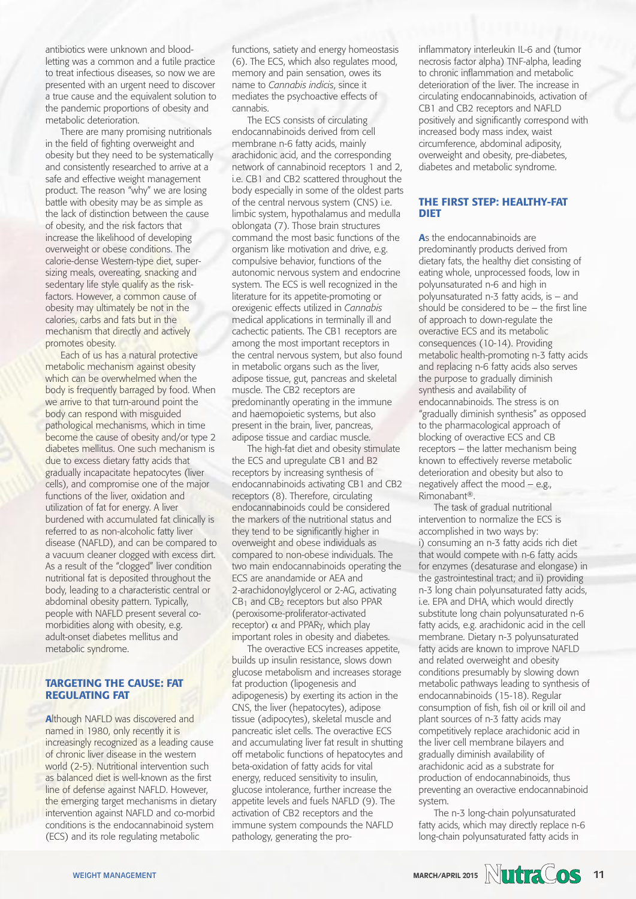antibiotics were unknown and blood-letting was a common and a futile practice to treat infectious diseases, so now we are presented with an urgent need to discover a true cause and the equivalent solution to the pandemic proportions of obesity and metabolic deterioration.

There are many promising nutritionals in the field of fighting overweight and obesity but they need to be systematically and consistently researched to arrive at a safe and effective weight management product. The reason "why" we are losing battle with obesity may be as simple as the lack of distinction between the cause of obesity, and the risk factors that increase the likelihood of developing overweight or obese conditions. The calorie-dense Western-type diet, super-sizing meals, overeating, snacking and sedentary life style qualify as the risk-factors. However, a common cause of obesity may ultimately be not in the calories, carbs and fats but in the mechanism that directly and actively promotes obesity.

Each of us has a natural protective metabolic mechanism against obesity which can be overwhelmed when the body is frequently barraged by food. When we arrive to that turn-around point the body can respond with misguided pathological mechanisms, which in time become the cause of obesity and/or type 2 diabetes mellitus. One such mechanism is due to excess dietary fatty acids that gradually incapacitate hepatocytes (liver cells), and compromise one of the major functions of the liver, oxidation and utilization of fat for energy. A liver burdened with accumulated fat clinically is referred to as non-alcoholic fatty liver disease (NAFLD), and can be compared to a vacuum cleaner clogged with excess dirt. As a result of the "clogged" liver condition nutritional fat is deposited throughout the body, leading to a characteristic central or abdominal obesity pattern. Typically, people with NAFLD present several co-morbidities along with obesity, e.g. adult-onset diabetes mellitus and metabolic syndrome.

## TARGETING THE CAUSE: FAT REGULATING FAT

Although NAFLD was discovered and named in 1980, only recently it is increasingly recognized as a leading cause of chronic liver disease in the western world (2-5). Nutritional intervention such as balanced diet is well-known as the first line of defense against NAFLD. However, the emerging target mechanisms in dietary intervention against NAFLD and co-morbid conditions is the endocannabinoid system (ECS) and its role regulating metabolic functions, satiety and energy homeostasis (6). The ECS, which also regulates mood, memory and pain sensation, owes its name to *Cannabis indicis*, since it mediates the psychoactive effects of cannabis.

The ECS consists of circulating endocannabinoids derived from cell membrane n-6 fatty acids, mainly arachidonic acid, and the corresponding network of cannabinoid receptors 1 and 2, i.e. CB1 and CB2 scattered throughout the body especially in some of the oldest parts of the central nervous system (CNS) i.e. limbic system, hypothalamus and medulla oblongata (7). Those brain structures command the most basic functions of the organism like motivation and drive, e.g. compulsive behavior, functions of the autonomic nervous system and endocrine system. The ECS is well recognized in the literature for its appetite-promoting or orexigenic effects utilized in *Cannabis* medical applications in terminally ill and cachectic patients. The CB1 receptors are among the most important receptors in the central nervous system, but also found in metabolic organs such as the liver, adipose tissue, gut, pancreas and skeletal muscle. The CB2 receptors are predominantly operating in the immune and haemopoietic systems, but also present in the brain, liver, pancreas, adipose tissue and cardiac muscle.

The high-fat diet and obesity stimulate the ECS and upregulate CB1 and B2 receptors by increasing synthesis of endocannabinoids activating CB1 and CB2 receptors (8). Therefore, circulating endocannabinoids could be considered the markers of the nutritional status and they tend to be significantly higher in overweight and obese individuals as compared to non-obese individuals. The two main endocannabinoids operating the ECS are anandamide or AEA and 2-arachidonoylglycerol or 2-AG, activating $CB_1$ and $CB_2$ receptors but also PPAR (peroxisome-proliferator-activated receptor) $\alpha$ and PPAR$\gamma$, which play important roles in obesity and diabetes.

The overactive ECS increases appetite, builds up insulin resistance, slows down glucose metabolism and increases storage fat production (lipogenesis and adipogenesis) by exerting its action in the CNS, the liver (hepatocytes), adipose tissue (adipocytes), skeletal muscle and pancreatic islet cells. The overactive ECS and accumulating liver fat result in shutting off metabolic functions of hepatocytes and beta-oxidation of fatty acids for vital energy, reduced sensitivity to insulin, glucose intolerance, further increase the appetite levels and fuels NAFLD (9). The activation of CB2 receptors and the immune system compounds the NAFLD pathology, generating the pro-inflammatory interleukin IL-6 and (tumor necrosis factor alpha) TNF-alpha, leading to chronic inflammation and metabolic deterioration of the liver. The increase in circulating endocannabinoids, activation of CB1 and CB2 receptors and NAFLD positively and significantly correspond with increased body mass index, waist circumference, abdominal adiposity, overweight and obesity, pre-diabetes, diabetes and metabolic syndrome.

## THE FIRST STEP: HEALTHY-FAT DIET

As the endocannabinoids are predominantly products derived from dietary fats, the healthy diet consisting of eating whole, unprocessed foods, low in polyunsaturated n-6 and high in polyunsaturated n-3 fatty acids, is – and should be considered to be – the first line of approach to down-regulate the overactive ECS and its metabolic consequences (10-14). Providing metabolic health-promoting n-3 fatty acids and replacing n-6 fatty acids also serves the purpose to gradually diminish synthesis and availability of endocannabinoids. The stress is on "gradually diminish synthesis" as opposed to the pharmacological approach of blocking of overactive ECS and CB receptors – the latter mechanism being known to effectively reverse metabolic deterioration and obesity but also to negatively affect the mood – e.g., Rimonabant®.

The task of gradual nutritional intervention to normalize the ECS is accomplished in two ways by:
i) consuming an n-3 fatty acids rich diet that would compete with n-6 fatty acids for enzymes (desaturase and elongase) in the gastrointestinal tract; and ii) providing n-3 long chain polyunsaturated fatty acids, i.e. EPA and DHA, which would directly substitute long chain polyunsaturated n-6 fatty acids, e.g. arachidonic acid in the cell membrane. Dietary n-3 polyunsaturated fatty acids are known to improve NAFLD and related overweight and obesity conditions presumably by slowing down metabolic pathways leading to synthesis of endocannabinoids (15-18). Regular consumption of fish, fish oil or krill oil and plant sources of n-3 fatty acids may competitively replace arachidonic acid in the liver cell membrane bilayers and gradually diminish availability of arachidonic acid as a substrate for production of endocannabinoids, thus preventing an overactive endocannabinoid system.

The n-3 long-chain polyunsaturated fatty acids, which may directly replace n-6 long-chain polyunsaturated fatty acids in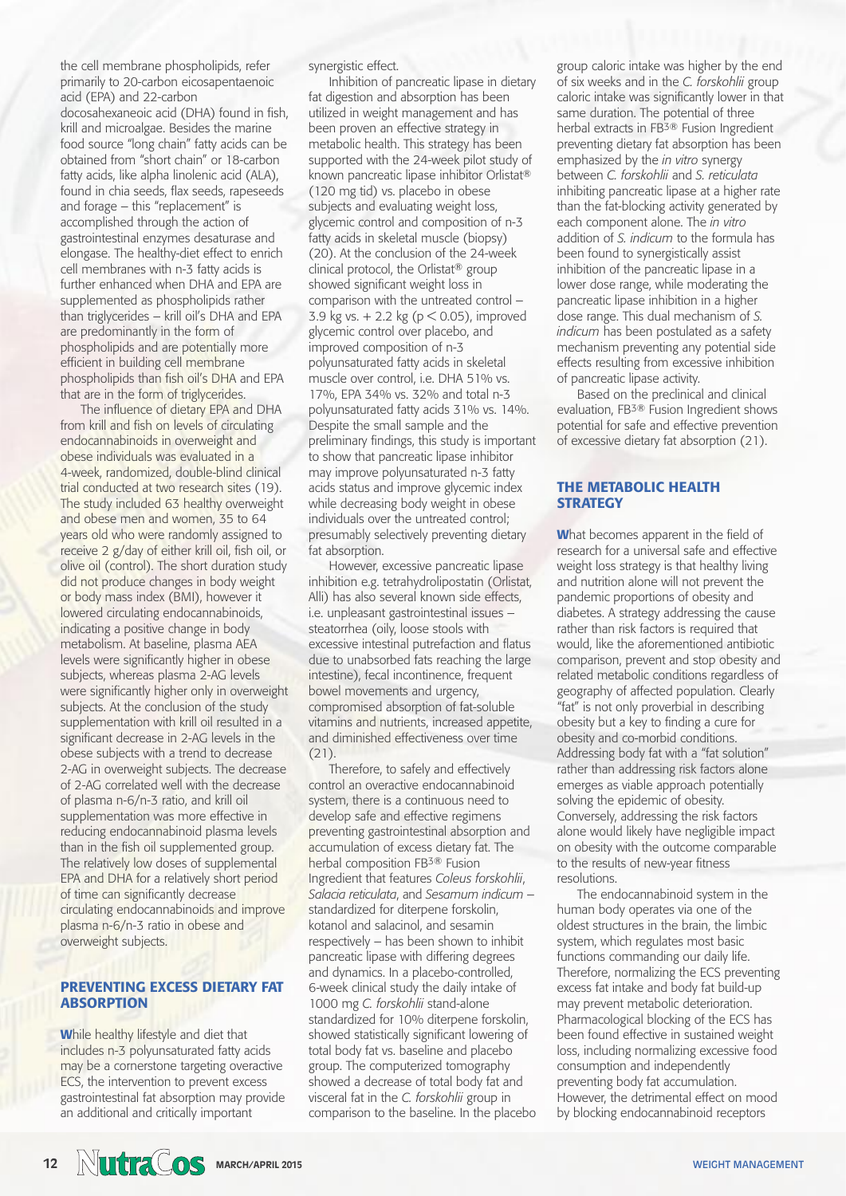the cell membrane phospholipids, refer primarily to 20-carbon eicosapentaenoic acid (EPA) and 22-carbon docosahexaneoic acid (DHA) found in fish, krill and microalgae. Besides the marine food source "long chain" fatty acids can be obtained from "short chain" or 18-carbon fatty acids, like alpha linolenic acid (ALA), found in chia seeds, flax seeds, rapeseeds and forage – this "replacement" is accomplished through the action of gastrointestinal enzymes desaturase and elongase. The healthy-diet effect to enrich cell membranes with n-3 fatty acids is further enhanced when DHA and EPA are supplemented as phospholipids rather than triglycerides – krill oil's DHA and EPA are predominantly in the form of phospholipids and are potentially more efficient in building cell membrane phospholipids than fish oil's DHA and EPA that are in the form of triglycerides.

The influence of dietary EPA and DHA from krill and fish on levels of circulating endocannabinoids in overweight and obese individuals was evaluated in a 4-week, randomized, double-blind clinical trial conducted at two research sites (19). The study included 63 healthy overweight and obese men and women, 35 to 64 years old who were randomly assigned to receive 2 g/day of either krill oil, fish oil, or olive oil (control). The short duration study did not produce changes in body weight or body mass index (BMI), however it lowered circulating endocannabinoids, indicating a positive change in body metabolism. At baseline, plasma AEA levels were significantly higher in obese subjects, whereas plasma 2-AG levels were significantly higher only in overweight subjects. At the conclusion of the study supplementation with krill oil resulted in a significant decrease in 2-AG levels in the obese subjects with a trend to decrease 2-AG in overweight subjects. The decrease of 2-AG correlated well with the decrease of plasma n-6/n-3 ratio, and krill oil supplementation was more effective in reducing endocannabinoid plasma levels than in the fish oil supplemented group. The relatively low doses of supplemental EPA and DHA for a relatively short period of time can significantly decrease circulating endocannabinoids and improve plasma n-6/n-3 ratio in obese and overweight subjects.

## PREVENTING EXCESS DIETARY FAT ABSORPTION

While healthy lifestyle and diet that includes n-3 polyunsaturated fatty acids may be a cornerstone targeting overactive ECS, the intervention to prevent excess gastrointestinal fat absorption may provide an additional and critically important synergistic effect.

Inhibition of pancreatic lipase in dietary fat digestion and absorption has been utilized in weight management and has been proven an effective strategy in metabolic health. This strategy has been supported with the 24-week pilot study of known pancreatic lipase inhibitor Orlistat® (120 mg tid) vs. placebo in obese subjects and evaluating weight loss, glycemic control and composition of n-3 fatty acids in skeletal muscle (biopsy) (20). At the conclusion of the 24-week clinical protocol, the Orlistat® group showed significant weight loss in comparison with the untreated control – 3.9 kg vs. + 2.2 kg ($p < 0.05$), improved glycemic control over placebo, and improved composition of n-3 polyunsaturated fatty acids in skeletal muscle over control, i.e. DHA 51% vs. 17%, EPA 34% vs. 32% and total n-3 polyunsaturated fatty acids 31% vs. 14%. Despite the small sample and the preliminary findings, this study is important to show that pancreatic lipase inhibitor may improve polyunsaturated n-3 fatty acids status and improve glycemic index while decreasing body weight in obese individuals over the untreated control; presumably selectively preventing dietary fat absorption.

However, excessive pancreatic lipase inhibition e.g. tetrahydrolipostatin (Orlistat, Alli) has also several known side effects, i.e. unpleasant gastrointestinal issues – steatorrhea (oily, loose stools with excessive intestinal putrefaction and flatus due to unabsorbed fats reaching the large intestine), fecal incontinence, frequent bowel movements and urgency, compromised absorption of fat-soluble vitamins and nutrients, increased appetite, and diminished effectiveness over time (21).

Therefore, to safely and effectively control an overactive endocannabinoid system, there is a continuous need to develop safe and effective regimens preventing gastrointestinal absorption and accumulation of excess dietary fat. The herbal composition FB3® Fusion Ingredient that features *Coleus forskohlii*, *Salacia reticulata*, and *Sesamum indicum* – standardized for diterpene forskolin, kotanol and salacinol, and sesamin respectively – has been shown to inhibit pancreatic lipase with differing degrees and dynamics. In a placebo-controlled, 6-week clinical study the daily intake of 1000 mg *C. forskohlii* stand-alone standardized for 10% diterpene forskolin, showed statistically significant lowering of total body fat vs. baseline and placebo group. The computerized tomography showed a decrease of total body fat and visceral fat in the *C. forskohlii* group in comparison to the baseline. In the placebo group caloric intake was higher by the end of six weeks and in the *C. forskohlii* group caloric intake was significantly lower in that same duration. The potential of three herbal extracts in FB3® Fusion Ingredient preventing dietary fat absorption has been emphasized by the *in vitro* synergy between *C. forskohlii* and *S. reticulata* inhibiting pancreatic lipase at a higher rate than the fat-blocking activity generated by each component alone. The *in vitro* addition of *S. indicum* to the formula has been found to synergistically assist inhibition of the pancreatic lipase in a lower dose range, while moderating the pancreatic lipase inhibition in a higher dose range. This dual mechanism of *S. indicum* has been postulated as a safety mechanism preventing any potential side effects resulting from excessive inhibition of pancreatic lipase activity.

Based on the preclinical and clinical evaluation, FB3® Fusion Ingredient shows potential for safe and effective prevention of excessive dietary fat absorption (21).

## THE METABOLIC HEALTH STRATEGY

What becomes apparent in the field of research for a universal safe and effective weight loss strategy is that healthy living and nutrition alone will not prevent the pandemic proportions of obesity and diabetes. A strategy addressing the cause rather than risk factors is required that would, like the aforementioned antibiotic comparison, prevent and stop obesity and related metabolic conditions regardless of geography of affected population. Clearly "fat" is not only proverbial in describing obesity but a key to finding a cure for obesity and co-morbid conditions. Addressing body fat with a "fat solution" rather than addressing risk factors alone emerges as viable approach potentially solving the epidemic of obesity. Conversely, addressing the risk factors alone would likely have negligible impact on obesity with the outcome comparable to the results of new-year fitness resolutions.

The endocannabinoid system in the human body operates via one of the oldest structures in the brain, the limbic system, which regulates most basic functions commanding our daily life. Therefore, normalizing the ECS preventing excess fat intake and body fat build-up may prevent metabolic deterioration. Pharmacological blocking of the ECS has been found effective in sustained weight loss, including normalizing excessive food consumption and independently preventing body fat accumulation. However, the detrimental effect on mood by blocking endocannabinoid receptors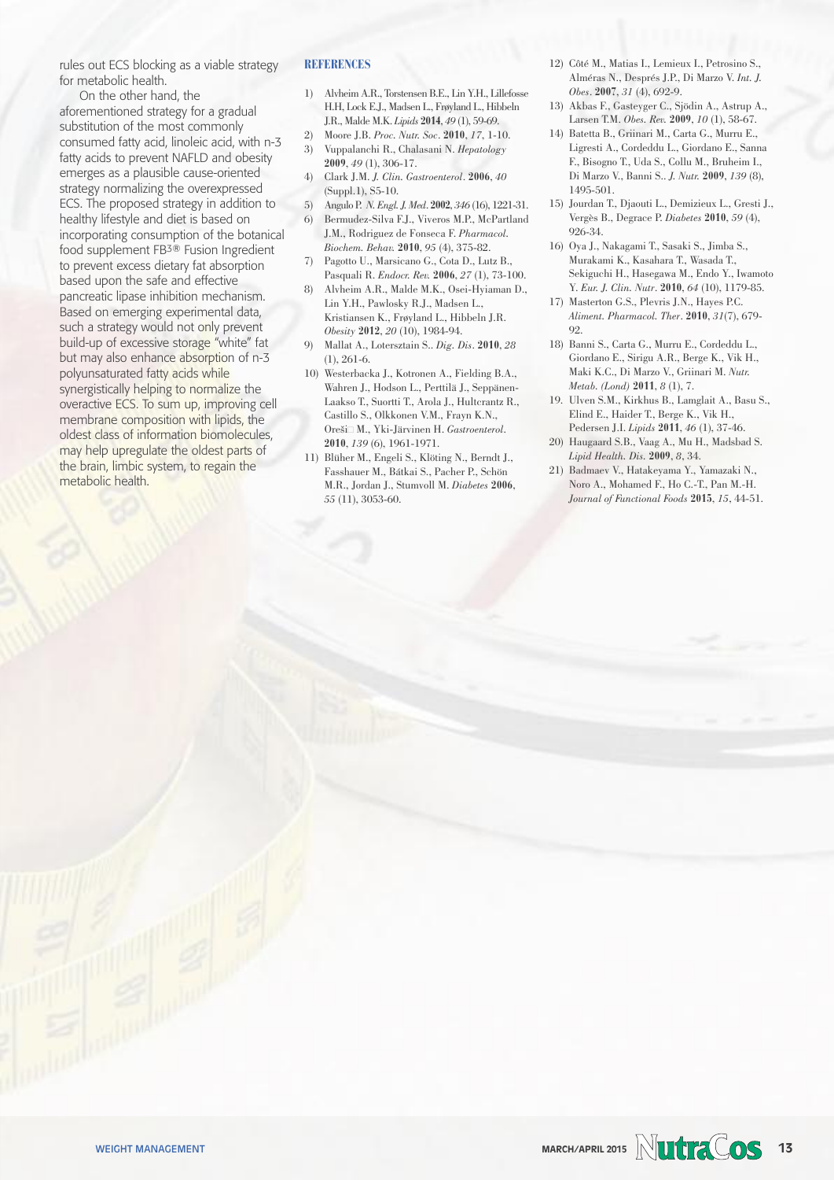rules out ECS blocking as a viable strategy for metabolic health.

On the other hand, the aforementioned strategy for a gradual substitution of the most commonly consumed fatty acid, linoleic acid, with n-3 fatty acids to prevent NAFLD and obesity emerges as a plausible cause-oriented strategy normalizing the overexpressed ECS. The proposed strategy in addition to healthy lifestyle and diet is based on incorporating consumption of the botanical food supplement FB³® Fusion Ingredient to prevent excess dietary fat absorption based upon the safe and effective pancreatic lipase inhibition mechanism. Based on emerging experimental data, such a strategy would not only prevent build-up of excessive storage "white" fat but may also enhance absorption of n-3 polyunsaturated fatty acids while synergistically helping to normalize the overactive ECS. To sum up, improving cell membrane composition with lipids, the oldest class of information biomolecules, may help upregulate the oldest parts of the brain, limbic system, to regain the metabolic health.

## REFERENCES

1) Alvheim A.R., Torstensen B.E., Lin Y.H., Lillefosse H.H, Lock E.J., Madsen L., Frøyland L., Hibbeln J.R., Malde M.K. *Lipids* **2014**, *49* (1), 59-69.
2) Moore J.B. *Proc. Nutr. Soc*. **2010**, *17*, 1-10.
3) Vuppalanchi R., Chalasani N. *Hepatology* **2009**, *49* (1), 306-17.
4) Clark J.M. *J. Clin. Gastroenterol*. **2006**, *40* (Suppl.1), S5-10.
5) Angulo P. *N. Engl. J. Med*. **2002**, *346* (16), 1221-31.
6) Bermudez-Silva F.J., Viveros M.P., McPartland J.M., Rodriguez de Fonseca F. *Pharmacol. Biochem. Behav.* **2010**, *95* (4), 375-82.
7) Pagotto U., Marsicano G., Cota D., Lutz B., Pasquali R. *Endocr. Rev.* **2006**, *27* (1), 73-100.
8) Alvheim A.R., Malde M.K., Osei-Hyiaman D., Lin Y.H., Pawlosky R.J., Madsen L., Kristiansen K., Frøyland L., Hibbeln J.R. *Obesity* **2012**, *20* (10), 1984-94.
9) Mallat A., Lotersztain S.. *Dig. Dis*. **2010**, *28* (1), 261-6.
10) Westerbacka J., Kotronen A., Fielding B.A., Wahren J., Hodson L., Perttilä J., Seppänen-Laakso T., Suortti T., Arola J., Hultcrantz R., Castillo S., Olkkonen V.M., Frayn K.N., Oreši□ M., Yki-Järvinen H. *Gastroenterol*. **2010**, *139* (6), 1961-1971.
11) Blüher M., Engeli S., Klöting N., Berndt J., Fasshauer M., Bátkai S., Pacher P., Schön M.R., Jordan J., Stumvoll M. *Diabetes* **2006**, *55* (11), 3053-60.
12) Côté M., Matias I., Lemieux I., Petrosino S., Alméras N., Després J.P., Di Marzo V. *Int. J. Obes*. **2007**, *31* (4), 692-9.
13) Akbas F., Gasteyger C., Sjödin A., Astrup A., Larsen T.M. *Obes. Rev.* **2009**, *10* (1), 58-67.
14) Batetta B., Griinari M., Carta G., Murru E., Ligresti A., Cordeddu L., Giordano E., Sanna F., Bisogno T., Uda S., Collu M., Bruheim I., Di Marzo V., Banni S.. *J. Nutr.* **2009**, *139* (8), 1495-501.
15) Jourdan T., Djaouti L., Demizieux L., Gresti J., Vergès B., Degrace P. *Diabetes* **2010**, *59* (4), 926-34.
16) Oya J., Nakagami T., Sasaki S., Jimba S., Murakami K., Kasahara T., Wasada T., Sekiguchi H., Hasegawa M., Endo Y., Iwamoto Y. *Eur. J. Clin. Nutr*. **2010**, *64* (10), 1179-85.
17) Masterton G.S., Plevris J.N., Hayes P.C. *Aliment. Pharmacol. Ther*. **2010**, *31*(7), 679-92.
18) Banni S., Carta G., Murru E., Cordeddu L., Giordano E., Sirigu A.R., Berge K., Vik H., Maki K.C., Di Marzo V., Griinari M. *Nutr. Metab. (Lond)* **2011**, *8* (1), 7.
19. Ulven S.M., Kirkhus B., Lamglait A., Basu S., Elind E., Haider T., Berge K., Vik H., Pedersen J.I. *Lipids* **2011**, *46* (1), 37-46.
20) Haugaard S.B., Vaag A., Mu H., Madsbad S. *Lipid Health. Dis*. **2009**, *8*, 34.
21) Badmaev V., Hatakeyama Y., Yamazaki N., Noro A., Mohamed F., Ho C.-T., Pan M.-H. *Journal of Functional Foods* **2015**, *15*, 44-51.